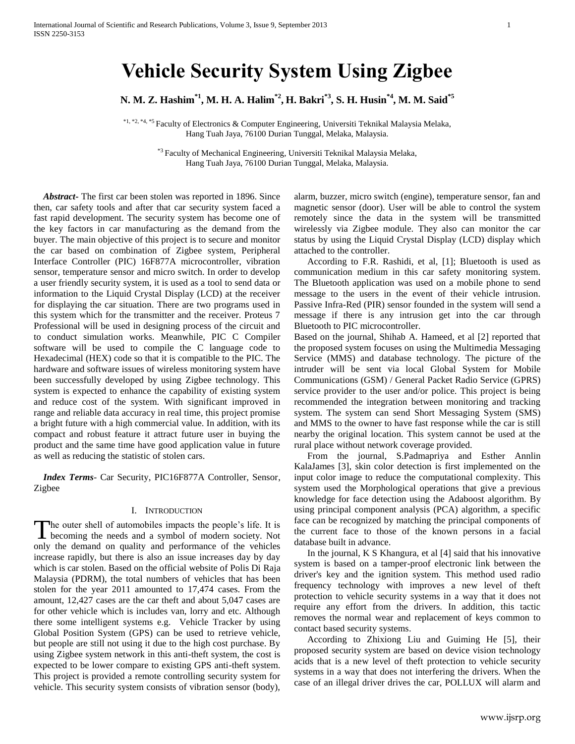# Vehicle Security System Using Zigbee

**N. M. Z. Hashim[*1], M. H. A. Halim[*2], H. Bakri[*3], S. H. Husin[*4], M. M. Said[*5]**

[*1, *2, *4, *5] Faculty of Electronics & Computer Engineering, Universiti Teknikal Malaysia Melaka, Hang Tuah Jaya, 76100 Durian Tunggal, Melaka, Malaysia.

[*3] Faculty of Mechanical Engineering, Universiti Teknikal Malaysia Melaka, Hang Tuah Jaya, 76100 Durian Tunggal, Melaka, Malaysia.

***Abstract-*** The first car been stolen was reported in 1896. Since then, car safety tools and after that car security system faced a fast rapid development. The security system has become one of the key factors in car manufacturing as the demand from the buyer. The main objective of this project is to secure and monitor the car based on combination of Zigbee system, Peripheral Interface Controller (PIC) 16F877A microcontroller, vibration sensor, temperature sensor and micro switch. In order to develop a user friendly security system, it is used as a tool to send data or information to the Liquid Crystal Display (LCD) at the receiver for displaying the car situation. There are two programs used in this system which for the transmitter and the receiver. Proteus 7 Professional will be used in designing process of the circuit and to conduct simulation works. Meanwhile, PIC C Compiler software will be used to compile the C language code to Hexadecimal (HEX) code so that it is compatible to the PIC. The hardware and software issues of wireless monitoring system have been successfully developed by using Zigbee technology. This system is expected to enhance the capability of existing system and reduce cost of the system. With significant improved in range and reliable data accuracy in real time, this project promise a bright future with a high commercial value. In addition, with its compact and robust feature it attract future user in buying the product and the same time have good application value in future as well as reducing the statistic of stolen cars.

***Index Terms*****-** Car Security, PIC16F877A Controller, Sensor, Zigbee

## I. Introduction

The outer shell of automobiles impacts the people's life. It is becoming the needs and a symbol of modern society. Not only the demand on quality and performance of the vehicles increase rapidly, but there is also an issue increases day by day which is car stolen. Based on the official website of Polis Di Raja Malaysia (PDRM), the total numbers of vehicles that has been stolen for the year 2011 amounted to 17,474 cases. From the amount, 12,427 cases are the car theft and about 5,047 cases are for other vehicle which is includes van, lorry and etc. Although there some intelligent systems e.g. Vehicle Tracker by using Global Position System (GPS) can be used to retrieve vehicle, but people are still not using it due to the high cost purchase. By using Zigbee system network in this anti-theft system, the cost is expected to be lower compare to existing GPS anti-theft system. This project is provided a remote controlling security system for vehicle. This security system consists of vibration sensor (body), alarm, buzzer, micro switch (engine), temperature sensor, fan and magnetic sensor (door). User will be able to control the system remotely since the data in the system will be transmitted wirelessly via Zigbee module. They also can monitor the car status by using the Liquid Crystal Display (LCD) display which attached to the controller.

According to F.R. Rashidi, et al, [1]; Bluetooth is used as communication medium in this car safety monitoring system. The Bluetooth application was used on a mobile phone to send message to the users in the event of their vehicle intrusion. Passive Infra-Red (PIR) sensor founded in the system will send a message if there is any intrusion get into the car through Bluetooth to PIC microcontroller.

Based on the journal, Shihab A. Hameed, et al [2] reported that the proposed system focuses on using the Multimedia Messaging Service (MMS) and database technology. The picture of the intruder will be sent via local Global System for Mobile Communications (GSM) / General Packet Radio Service (GPRS) service provider to the user and/or police. This project is being recommended the integration between monitoring and tracking system. The system can send Short Messaging System (SMS) and MMS to the owner to have fast response while the car is still nearby the original location. This system cannot be used at the rural place without network coverage provided.

From the journal, S.Padmapriya and Esther Annlin KalaJames [3], skin color detection is first implemented on the input color image to reduce the computational complexity. This system used the Morphological operations that give a previous knowledge for face detection using the Adaboost algorithm. By using principal component analysis (PCA) algorithm, a specific face can be recognized by matching the principal components of the current face to those of the known persons in a facial database built in advance.

In the journal, K S Khangura, et al [4] said that his innovative system is based on a tamper-proof electronic link between the driver's key and the ignition system. This method used radio frequency technology with improves a new level of theft protection to vehicle security systems in a way that it does not require any effort from the drivers. In addition, this tactic removes the normal wear and replacement of keys common to contact based security systems.

According to Zhixiong Liu and Guiming He [5], their proposed security system are based on device vision technology acids that is a new level of theft protection to vehicle security systems in a way that does not interfering the drivers. When the case of an illegal driver drives the car, POLLUX will alarm and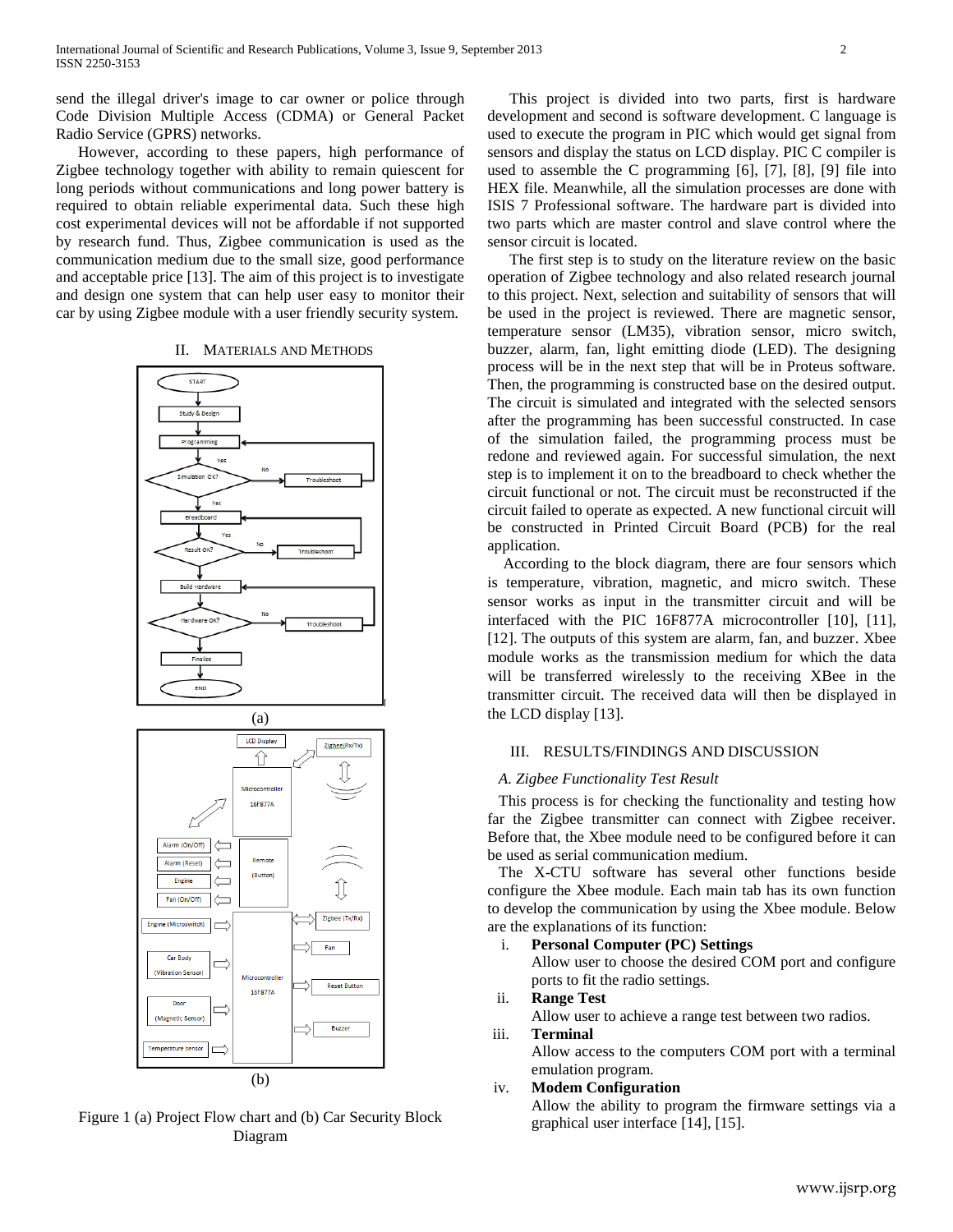send the illegal driver's image to car owner or police through Code Division Multiple Access (CDMA) or General Packet Radio Service (GPRS) networks.

However, according to these papers, high performance of Zigbee technology together with ability to remain quiescent for long periods without communications and long power battery is required to obtain reliable experimental data. Such these high cost experimental devices will not be affordable if not supported by research fund. Thus, Zigbee communication is used as the communication medium due to the small size, good performance and acceptable price [13]. The aim of this project is to investigate and design one system that can help user easy to monitor their car by using Zigbee module with a user friendly security system.

## II. Materials and Methods

(a)

(b)

Figure 1 (a) Project Flow chart and (b) Car Security Block Diagram

This project is divided into two parts, first is hardware development and second is software development. C language is used to execute the program in PIC which would get signal from sensors and display the status on LCD display. PIC C compiler is used to assemble the C programming [6], [7], [8], [9] file into HEX file. Meanwhile, all the simulation processes are done with ISIS 7 Professional software. The hardware part is divided into two parts which are master control and slave control where the sensor circuit is located.

The first step is to study on the literature review on the basic operation of Zigbee technology and also related research journal to this project. Next, selection and suitability of sensors that will be used in the project is reviewed. There are magnetic sensor, temperature sensor (LM35), vibration sensor, micro switch, buzzer, alarm, fan, light emitting diode (LED). The designing process will be in the next step that will be in Proteus software. Then, the programming is constructed base on the desired output. The circuit is simulated and integrated with the selected sensors after the programming has been successful constructed. In case of the simulation failed, the programming process must be redone and reviewed again. For successful simulation, the next step is to implement it on to the breadboard to check whether the circuit functional or not. The circuit must be reconstructed if the circuit failed to operate as expected. A new functional circuit will be constructed in Printed Circuit Board (PCB) for the real application.

According to the block diagram, there are four sensors which is temperature, vibration, magnetic, and micro switch. These sensor works as input in the transmitter circuit and will be interfaced with the PIC 16F877A microcontroller [10], [11], [12]. The outputs of this system are alarm, fan, and buzzer. Xbee module works as the transmission medium for which the data will be transferred wirelessly to the receiving XBee in the transmitter circuit. The received data will then be displayed in the LCD display [13].

## III. Results/Findings and Discussion

### A. Zigbee Functionality Test Result

This process is for checking the functionality and testing how far the Zigbee transmitter can connect with Zigbee receiver. Before that, the Xbee module need to be configured before it can be used as serial communication medium.

The X-CTU software has several other functions beside configure the Xbee module. Each main tab has its own function to develop the communication by using the Xbee module. Below are the explanations of its function:

i. **Personal Computer (PC) Settings**
   Allow user to choose the desired COM port and configure ports to fit the radio settings.

ii. **Range Test**
   Allow user to achieve a range test between two radios.

iii. **Terminal**
   Allow access to the computers COM port with a terminal emulation program.

iv. **Modem Configuration**
   Allow the ability to program the firmware settings via a graphical user interface [14], [15].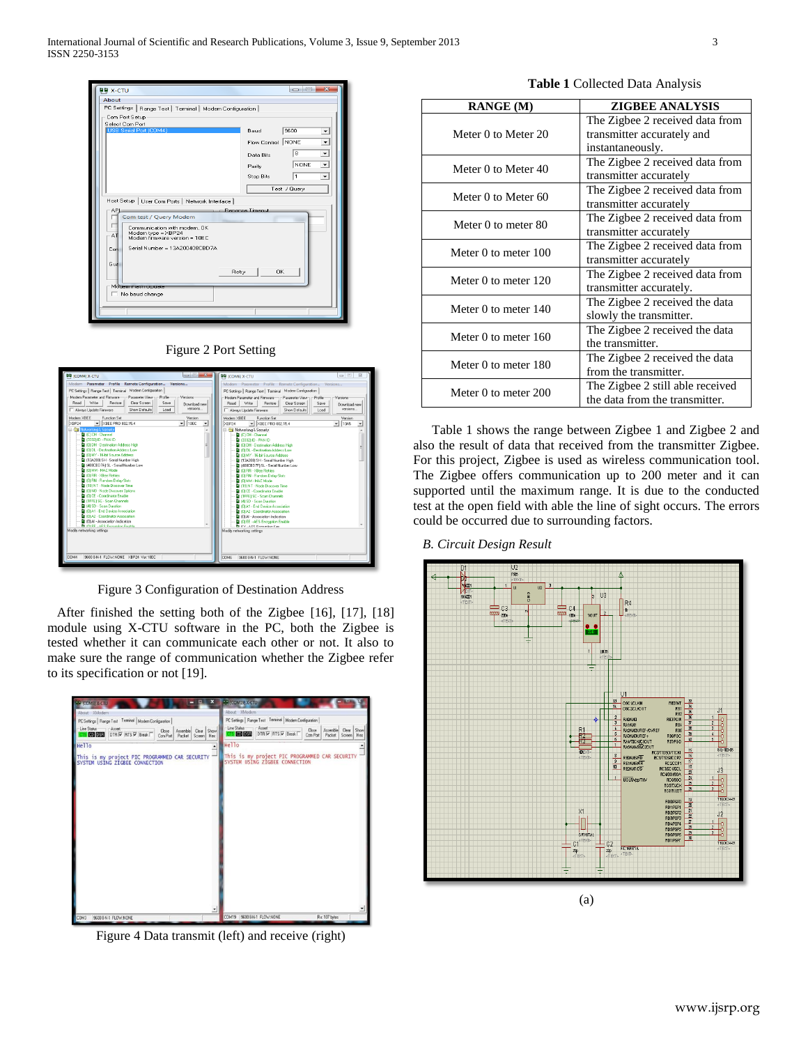Figure 2 Port Setting

Figure 3 Configuration of Destination Address

After finished the setting both of the Zigbee [16], [17], [18] module using X-CTU software in the PC, both the Zigbee is tested whether it can communicate each other or not. It also to make sure the range of communication whether the Zigbee refer to its specification or not [19].

Figure 4 Data transmit (left) and receive (right)

**Table 1** Collected Data Analysis

| RANGE (M) | ZIGBEE ANALYSIS |
|---|---|
| Meter 0 to Meter 20 | The Zigbee 2 received data from transmitter accurately and instantaneously. |
| Meter 0 to Meter 40 | The Zigbee 2 received data from transmitter accurately |
| Meter 0 to Meter 60 | The Zigbee 2 received data from transmitter accurately |
| Meter 0 to meter 80 | The Zigbee 2 received data from transmitter accurately |
| Meter 0 to meter 100 | The Zigbee 2 received data from transmitter accurately |
| Meter 0 to meter 120 | The Zigbee 2 received data from transmitter accurately. |
| Meter 0 to meter 140 | The Zigbee 2 received the data slowly the transmitter. |
| Meter 0 to meter 160 | The Zigbee 2 received the data the transmitter. |
| Meter 0 to meter 180 | The Zigbee 2 received the data from the transmitter. |
| Meter 0 to meter 200 | The Zigbee 2 still able received the data from the transmitter. |

Table 1 shows the range between Zigbee 1 and Zigbee 2 and also the result of data that received from the transmitter Zigbee. For this project, Zigbee is used as wireless communication tool. The Zigbee offers communication up to 200 meter and it can supported until the maximum range. It is due to the conducted test at the open field with able the line of sight occurs. The errors could be occurred due to surrounding factors.

*B. Circuit Design Result*

(a)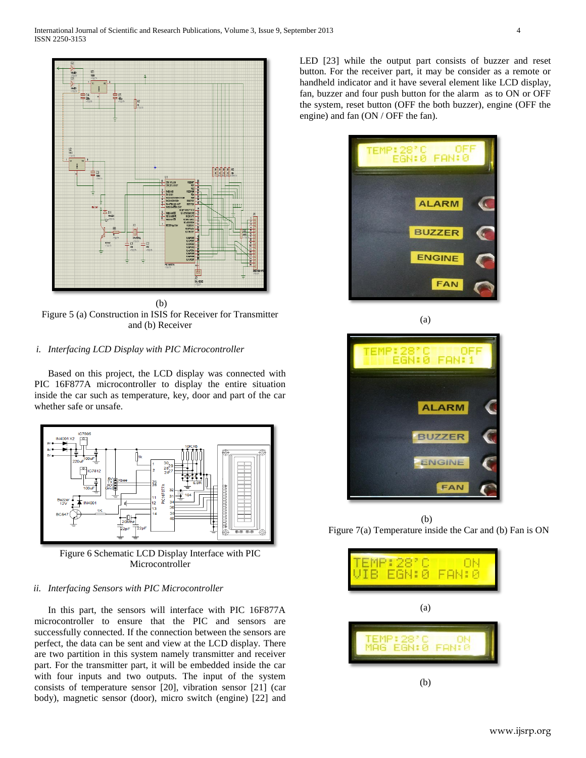(b)

Figure 5 (a) Construction in ISIS for Receiver for Transmitter and (b) Receiver

*i. Interfacing LCD Display with PIC Microcontroller*

Based on this project, the LCD display was connected with PIC 16F877A microcontroller to display the entire situation inside the car such as temperature, key, door and part of the car whether safe or unsafe.

Figure 6 Schematic LCD Display Interface with PIC Microcontroller

*ii. Interfacing Sensors with PIC Microcontroller*

In this part, the sensors will interface with PIC 16F877A microcontroller to ensure that the PIC and sensors are successfully connected. If the connection between the sensors are perfect, the data can be sent and view at the LCD display. There are two partition in this system namely transmitter and receiver part. For the transmitter part, it will be embedded inside the car with four inputs and two outputs. The input of the system consists of temperature sensor [20], vibration sensor [21] (car body), magnetic sensor (door), micro switch (engine) [22] and LED [23] while the output part consists of buzzer and reset button. For the receiver part, it may be consider as a remote or handheld indicator and it have several element like LCD display, fan, buzzer and four push button for the alarm as to ON or OFF the system, reset button (OFF the both buzzer), engine (OFF the engine) and fan (ON / OFF the fan).

(a)

(b)

Figure 7(a) Temperature inside the Car and (b) Fan is ON

(a)

(b)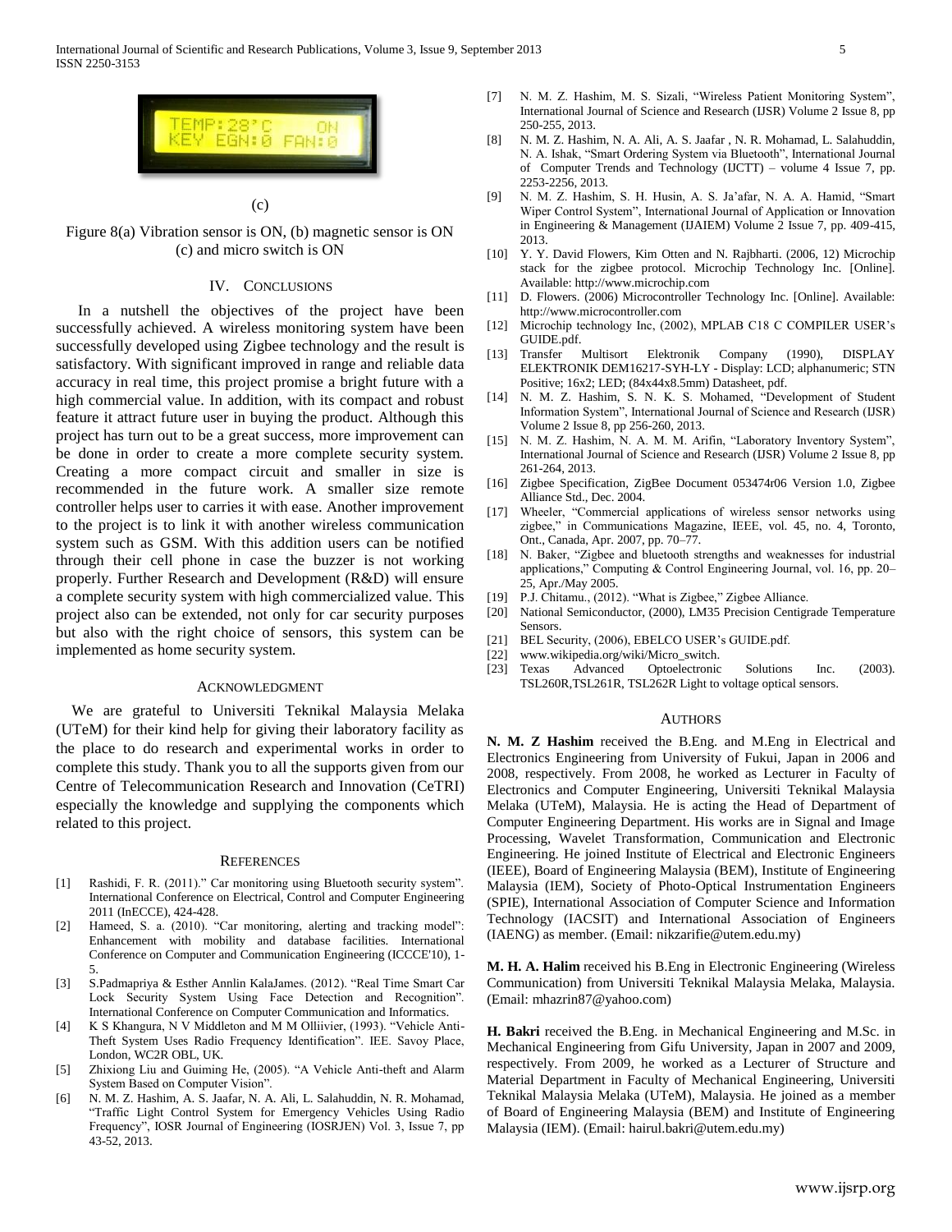(c)

Figure 8(a) Vibration sensor is ON, (b) magnetic sensor is ON (c) and micro switch is ON

## IV. Conclusions

In a nutshell the objectives of the project have been successfully achieved. A wireless monitoring system have been successfully developed using Zigbee technology and the result is satisfactory. With significant improved in range and reliable data accuracy in real time, this project promise a bright future with a high commercial value. In addition, with its compact and robust feature it attract future user in buying the product. Although this project has turn out to be a great success, more improvement can be done in order to create a more complete security system. Creating a more compact circuit and smaller in size is recommended in the future work. A smaller size remote controller helps user to carries it with ease. Another improvement to the project is to link it with another wireless communication system such as GSM. With this addition users can be notified through their cell phone in case the buzzer is not working properly. Further Research and Development (R&D) will ensure a complete security system with high commercialized value. This project also can be extended, not only for car security purposes but also with the right choice of sensors, this system can be implemented as home security system.

## Acknowledgment

We are grateful to Universiti Teknikal Malaysia Melaka (UTeM) for their kind help for giving their laboratory facility as the place to do research and experimental works in order to complete this study. Thank you to all the supports given from our Centre of Telecommunication Research and Innovation (CeTRI) especially the knowledge and supplying the components which related to this project.

## References

[1] Rashidi, F. R. (2011)." Car monitoring using Bluetooth security system". International Conference on Electrical, Control and Computer Engineering 2011 (InECCE), 424-428.

[2] Hameed, S. a. (2010). "Car monitoring, alerting and tracking model": Enhancement with mobility and database facilities. International Conference on Computer and Communication Engineering (ICCCE'10), 1-5.

[3] S.Padmapriya & Esther Annlin KalaJames. (2012). "Real Time Smart Car Lock Security System Using Face Detection and Recognition". International Conference on Computer Communication and Informatics.

[4] K S Khangura, N V Middleton and M M Olliivier, (1993). "Vehicle Anti-Theft System Uses Radio Frequency Identification". IEE. Savoy Place, London, WC2R OBL, UK.

[5] Zhixiong Liu and Guiming He, (2005). "A Vehicle Anti-theft and Alarm System Based on Computer Vision".

[6] N. M. Z. Hashim, A. S. Jaafar, N. A. Ali, L. Salahuddin, N. R. Mohamad, "Traffic Light Control System for Emergency Vehicles Using Radio Frequency", IOSR Journal of Engineering (IOSRJEN) Vol. 3, Issue 7, pp 43-52, 2013.

[7] N. M. Z. Hashim, M. S. Sizali, "Wireless Patient Monitoring System", International Journal of Science and Research (IJSR) Volume 2 Issue 8, pp 250-255, 2013.

[8] N. M. Z. Hashim, N. A. Ali, A. S. Jaafar , N. R. Mohamad, L. Salahuddin, N. A. Ishak, "Smart Ordering System via Bluetooth", International Journal of Computer Trends and Technology (IJCTT) – volume 4 Issue 7, pp. 2253-2256, 2013.

[9] N. M. Z. Hashim, S. H. Husin, A. S. Ja'afar, N. A. A. Hamid, "Smart Wiper Control System", International Journal of Application or Innovation in Engineering & Management (IJAIEM) Volume 2 Issue 7, pp. 409-415, 2013.

[10] Y. Y. David Flowers, Kim Otten and N. Rajbharti. (2006, 12) Microchip stack for the zigbee protocol. Microchip Technology Inc. [Online]. Available: http://www.microchip.com

[11] D. Flowers. (2006) Microcontroller Technology Inc. [Online]. Available: http://www.microcontroller.com

[12] Microchip technology Inc, (2002), MPLAB C18 C COMPILER USER's GUIDE.pdf.

[13] Transfer Multisort Elektronik Company (1990), DISPLAY ELEKTRONIK DEM16217-SYH-LY - Display: LCD; alphanumeric; STN Positive; 16x2; LED; (84x44x8.5mm) Datasheet, pdf.

[14] N. M. Z. Hashim, S. N. K. S. Mohamed, "Development of Student Information System", International Journal of Science and Research (IJSR) Volume 2 Issue 8, pp 256-260, 2013.

[15] N. M. Z. Hashim, N. A. M. M. Arifin, "Laboratory Inventory System", International Journal of Science and Research (IJSR) Volume 2 Issue 8, pp 261-264, 2013.

[16] Zigbee Specification, ZigBee Document 053474r06 Version 1.0, Zigbee Alliance Std., Dec. 2004.

[17] Wheeler, "Commercial applications of wireless sensor networks using zigbee," in Communications Magazine, IEEE, vol. 45, no. 4, Toronto, Ont., Canada, Apr. 2007, pp. 70–77.

[18] N. Baker, "Zigbee and bluetooth strengths and weaknesses for industrial applications," Computing & Control Engineering Journal, vol. 16, pp. 20–25, Apr./May 2005.

[19] P.J. Chitamu., (2012). "What is Zigbee," Zigbee Alliance.

[20] National Semiconductor, (2000), LM35 Precision Centigrade Temperature Sensors.

[21] BEL Security, (2006), EBELCO USER's GUIDE.pdf.

[22] www.wikipedia.org/wiki/Micro_switch.

[23] Texas Advanced Optoelectronic Solutions Inc. (2003). TSL260R,TSL261R, TSL262R Light to voltage optical sensors.

## Authors

**N. M. Z Hashim** received the B.Eng. and M.Eng in Electrical and Electronics Engineering from University of Fukui, Japan in 2006 and 2008, respectively. From 2008, he worked as Lecturer in Faculty of Electronics and Computer Engineering, Universiti Teknikal Malaysia Melaka (UTeM), Malaysia. He is acting the Head of Department of Computer Engineering Department. His works are in Signal and Image Processing, Wavelet Transformation, Communication and Electronic Engineering. He joined Institute of Electrical and Electronic Engineers (IEEE), Board of Engineering Malaysia (BEM), Institute of Engineering Malaysia (IEM), Society of Photo-Optical Instrumentation Engineers (SPIE), International Association of Computer Science and Information Technology (IACSIT) and International Association of Engineers (IAENG) as member. (Email: nikzarifie@utem.edu.my)

**M. H. A. Halim** received his B.Eng in Electronic Engineering (Wireless Communication) from Universiti Teknikal Malaysia Melaka, Malaysia. (Email: mhazrin87@yahoo.com)

**H. Bakri** received the B.Eng. in Mechanical Engineering and M.Sc. in Mechanical Engineering from Gifu University, Japan in 2007 and 2009, respectively. From 2009, he worked as a Lecturer of Structure and Material Department in Faculty of Mechanical Engineering, Universiti Teknikal Malaysia Melaka (UTeM), Malaysia. He joined as a member of Board of Engineering Malaysia (BEM) and Institute of Engineering Malaysia (IEM). (Email: hairul.bakri@utem.edu.my)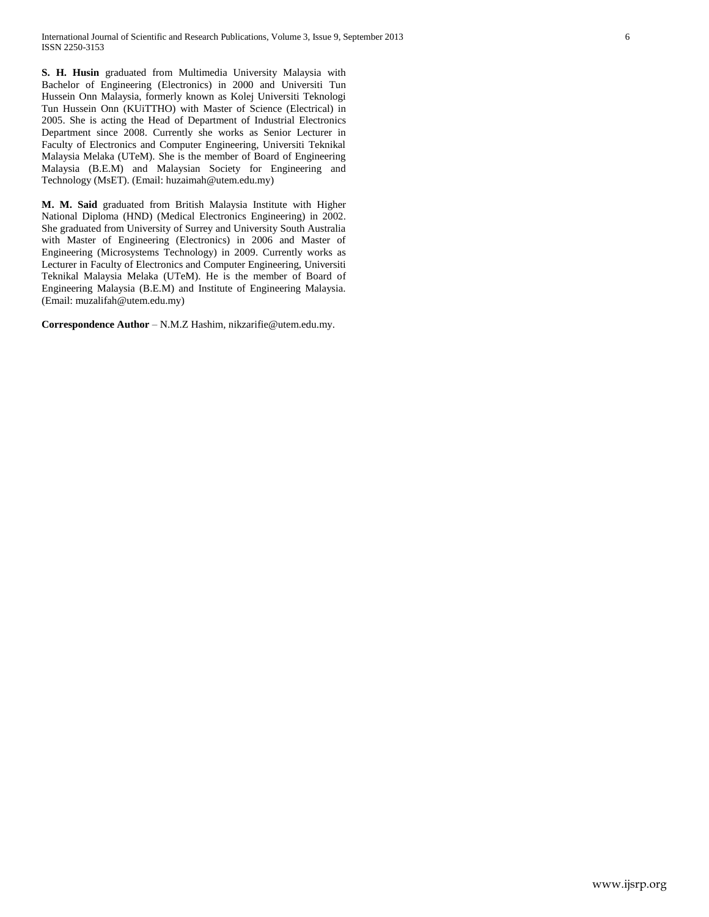**S. H. Husin** graduated from Multimedia University Malaysia with Bachelor of Engineering (Electronics) in 2000 and Universiti Tun Hussein Onn Malaysia, formerly known as Kolej Universiti Teknologi Tun Hussein Onn (KUiTTHO) with Master of Science (Electrical) in 2005. She is acting the Head of Department of Industrial Electronics Department since 2008. Currently she works as Senior Lecturer in Faculty of Electronics and Computer Engineering, Universiti Teknikal Malaysia Melaka (UTeM). She is the member of Board of Engineering Malaysia (B.E.M) and Malaysian Society for Engineering and Technology (MsET). (Email: huzaimah@utem.edu.my)

**M. M. Said** graduated from British Malaysia Institute with Higher National Diploma (HND) (Medical Electronics Engineering) in 2002. She graduated from University of Surrey and University South Australia with Master of Engineering (Electronics) in 2006 and Master of Engineering (Microsystems Technology) in 2009. Currently works as Lecturer in Faculty of Electronics and Computer Engineering, Universiti Teknikal Malaysia Melaka (UTeM). He is the member of Board of Engineering Malaysia (B.E.M) and Institute of Engineering Malaysia. (Email: muzalifah@utem.edu.my)

**Correspondence Author** – N.M.Z Hashim, nikzarifie@utem.edu.my.